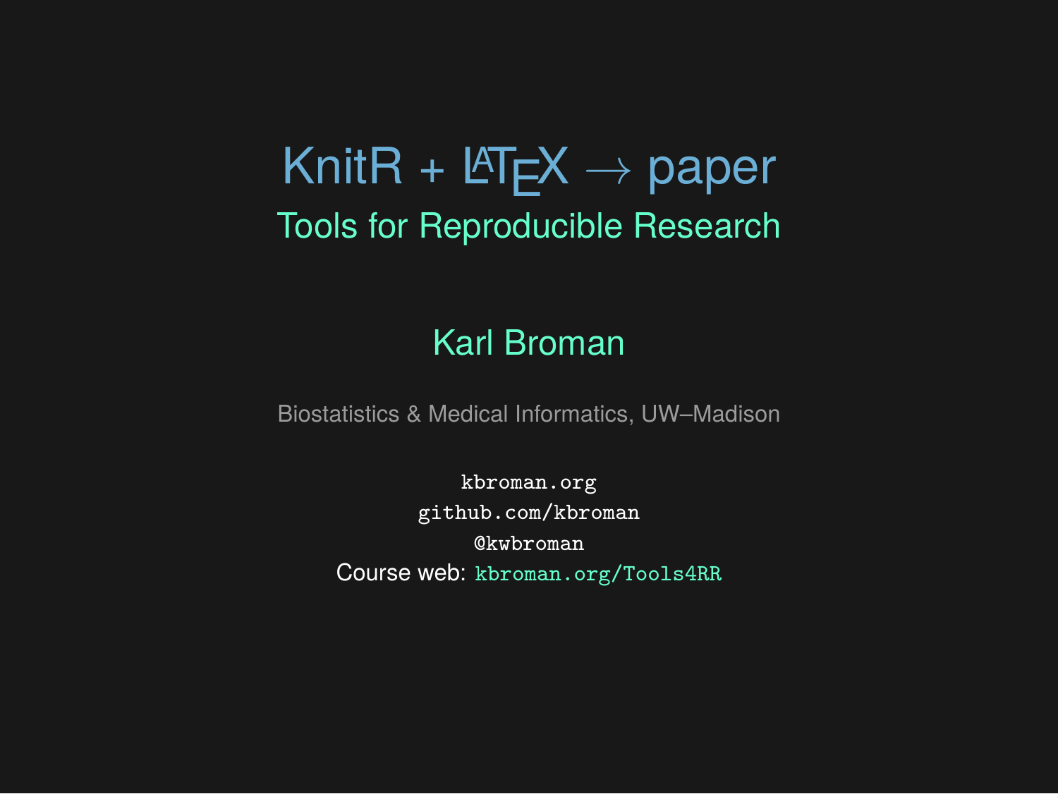# KnitR + LaTeX → paper

## Tools for Reproducible Research

Karl Broman

Biostatistics & Medical Informatics, UW–Madison

`kbroman.org`
`github.com/kbroman`
`@kwbroman`
Course web: `kbroman.org/Tools4RR`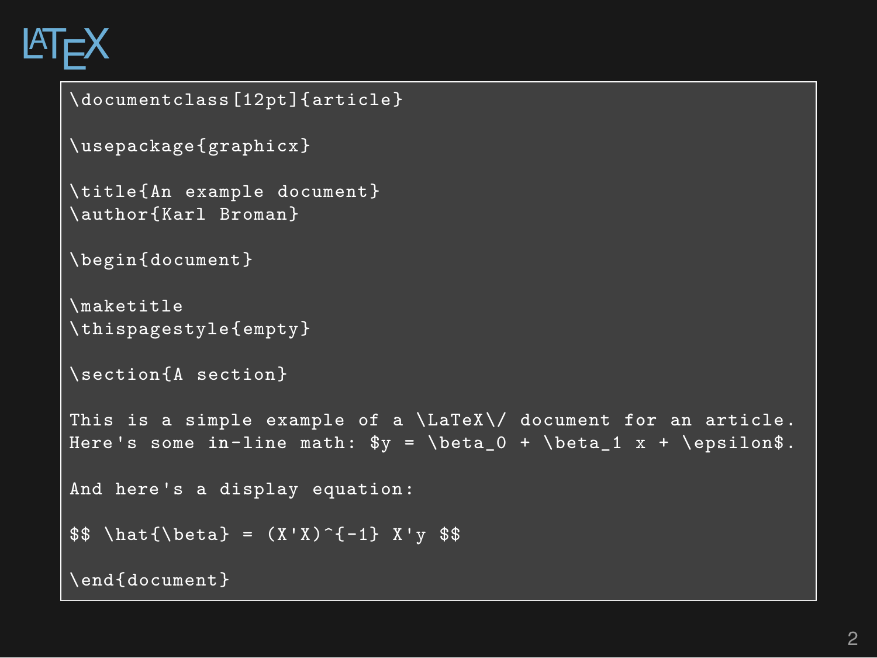# LaTeX

```
\documentclass[12pt]{article}

\usepackage{graphicx}

\title{An example document}
\author{Karl Broman}

\begin{document}

\maketitle
\thispagestyle{empty}

\section{A section}

This is a simple example of a \LaTeX\/ document for an article.
Here's some in-line math: $y = \beta_0 + \beta_1 x + \epsilon$.

And here's a display equation:

$$ \hat{\beta} = (X'X)^{-1} X'y $$

\end{document}
```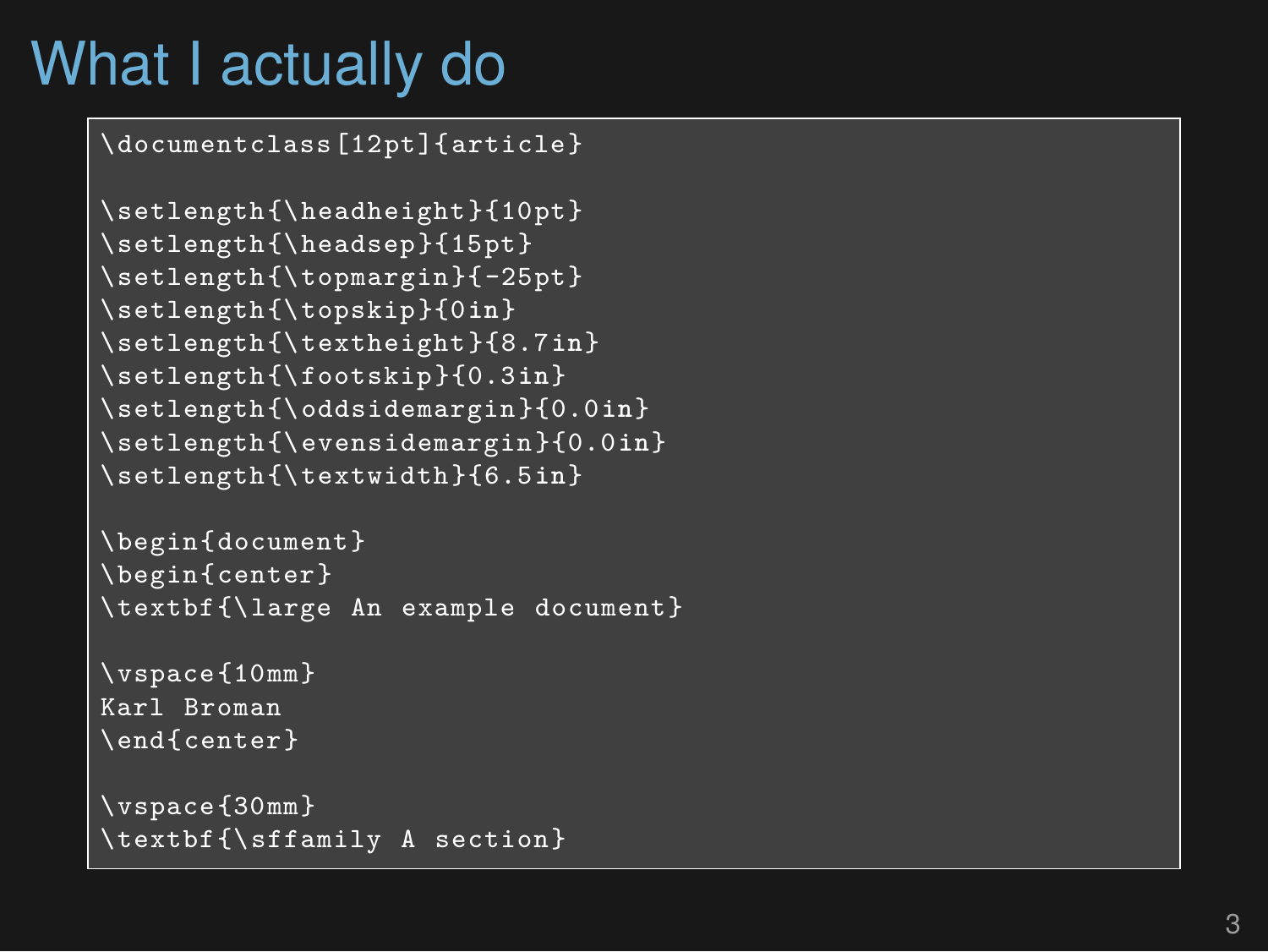# What I actually do

```
\documentclass[12pt]{article}

\setlength{\headheight}{10pt}
\setlength{\headsep}{15pt}
\setlength{\topmargin}{-25pt}
\setlength{\topskip}{0in}
\setlength{\textheight}{8.7in}
\setlength{\footskip}{0.3in}
\setlength{\oddsidemargin}{0.0in}
\setlength{\evensidemargin}{0.0in}
\setlength{\textwidth}{6.5in}

\begin{document}
\begin{center}
\textbf{\large An example document}

\vspace{10mm}
Karl Broman
\end{center}

\vspace{30mm}
\textbf{\sffamily A section}
```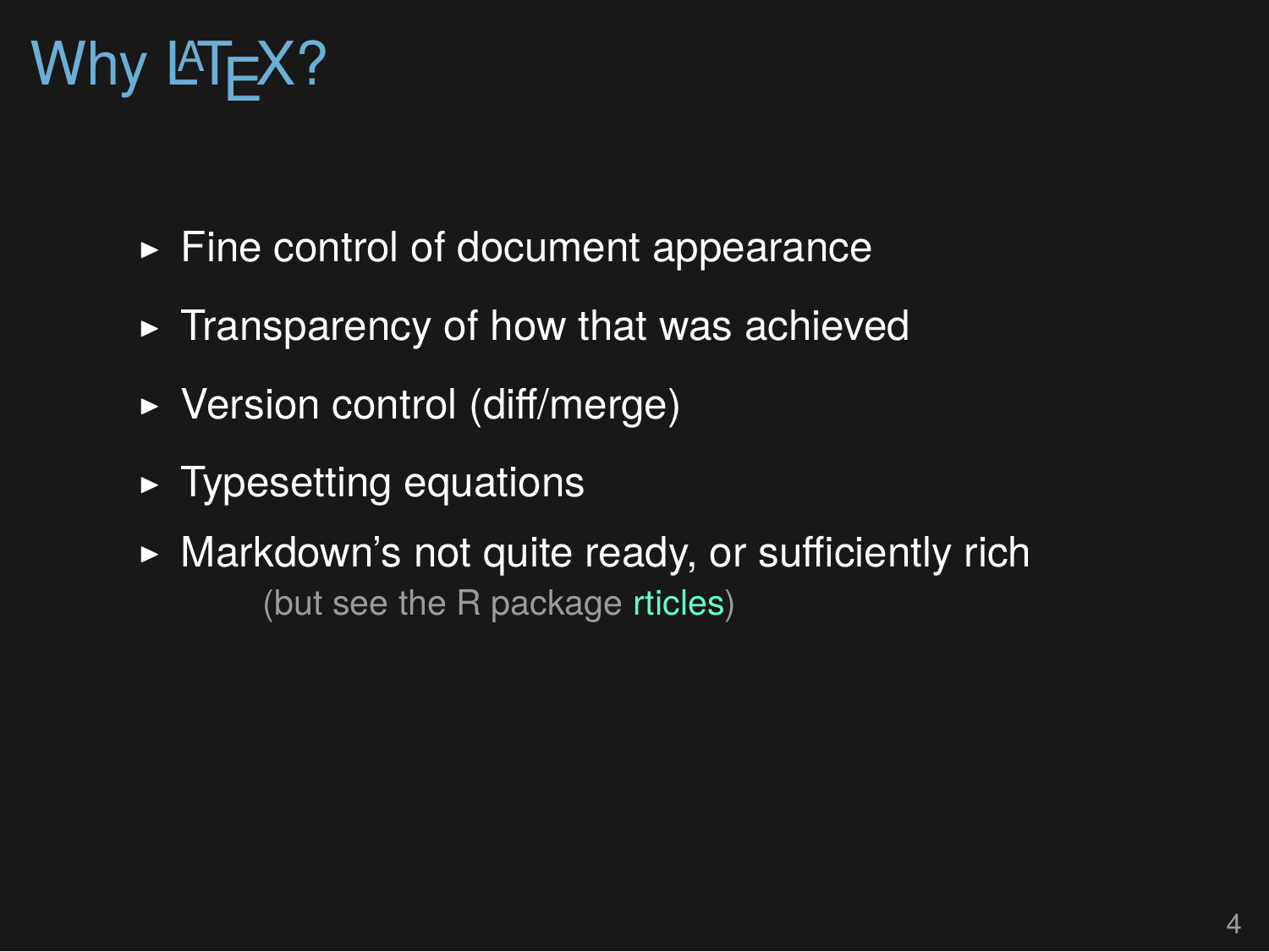# Why LaTeX?

- Fine control of document appearance
- Transparency of how that was achieved
- Version control (diff/merge)
- Typesetting equations
- Markdown's not quite ready, or sufficiently rich
  (but see the R package rticles)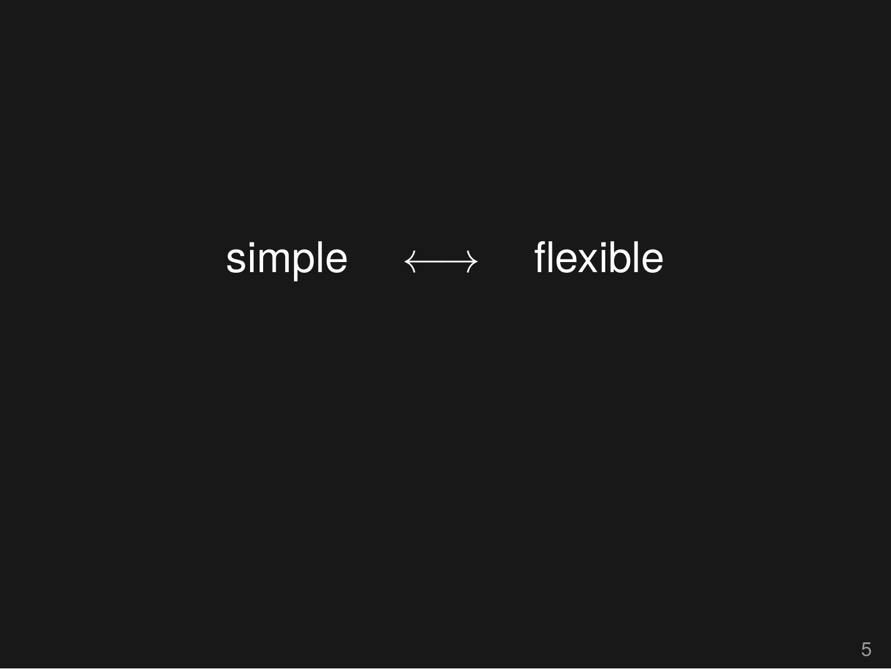simple $\longleftrightarrow$ flexible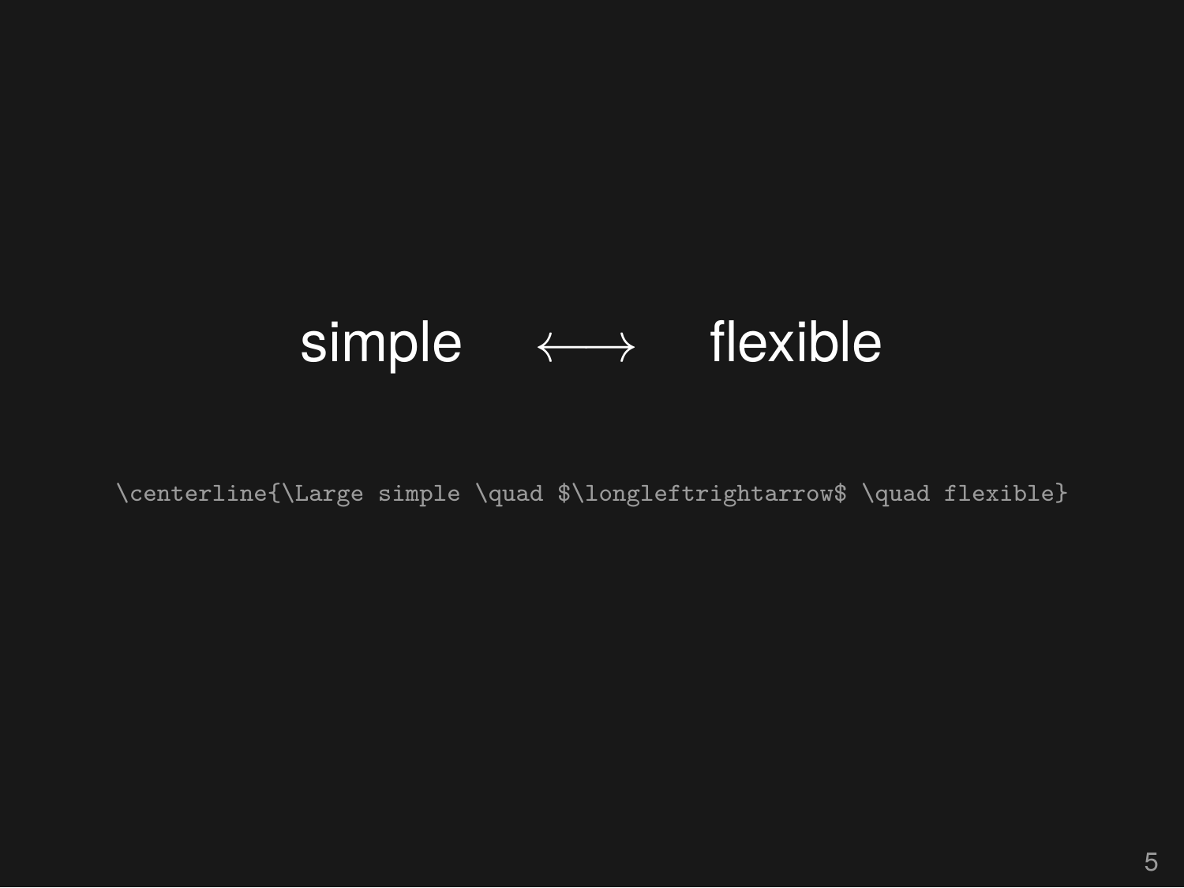simple $\quad\longleftrightarrow\quad$ flexible

```
\centerline{\Large simple \quad $\longleftrightarrow$ \quad flexible}
```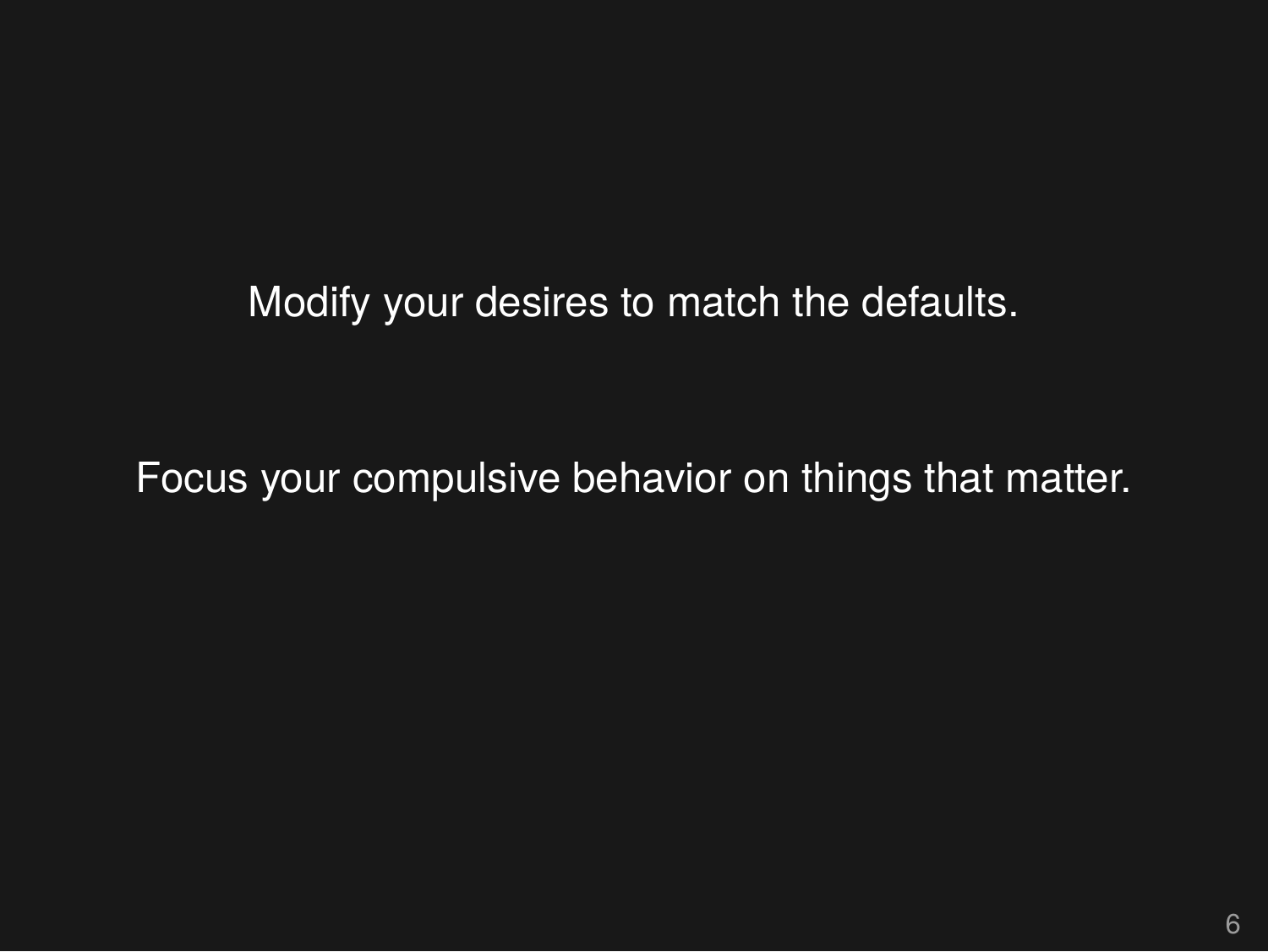Modify your desires to match the defaults.

Focus your compulsive behavior on things that matter.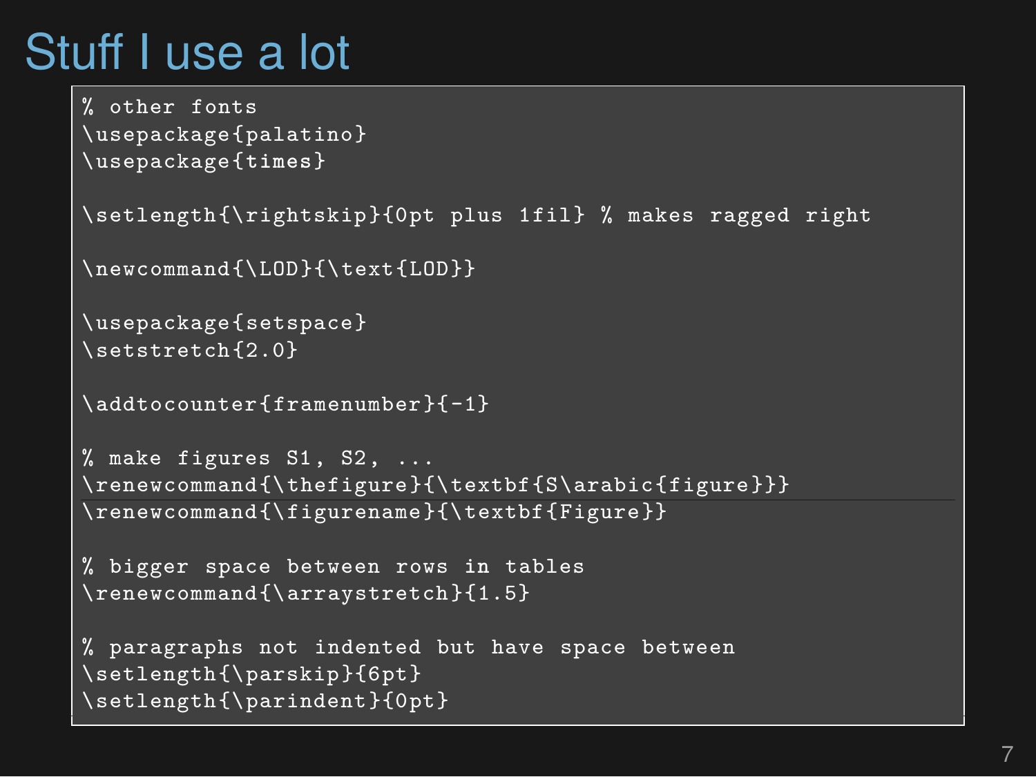# Stuff I use a lot

```
% other fonts
\usepackage{palatino}
\usepackage{times}

\setlength{\rightskip}{0pt plus 1fil} % makes ragged right

\newcommand{\LOD}{\text{LOD}}

\usepackage{setspace}
\setstretch{2.0}

\addtocounter{framenumber}{-1}

% make figures S1, S2, ...
\renewcommand{\thefigure}{\textbf{S\arabic{figure}}}
\renewcommand{\figurename}{\textbf{Figure}}

% bigger space between rows in tables
\renewcommand{\arraystretch}{1.5}

% paragraphs not indented but have space between
\setlength{\parskip}{6pt}
\setlength{\parindent}{0pt}
```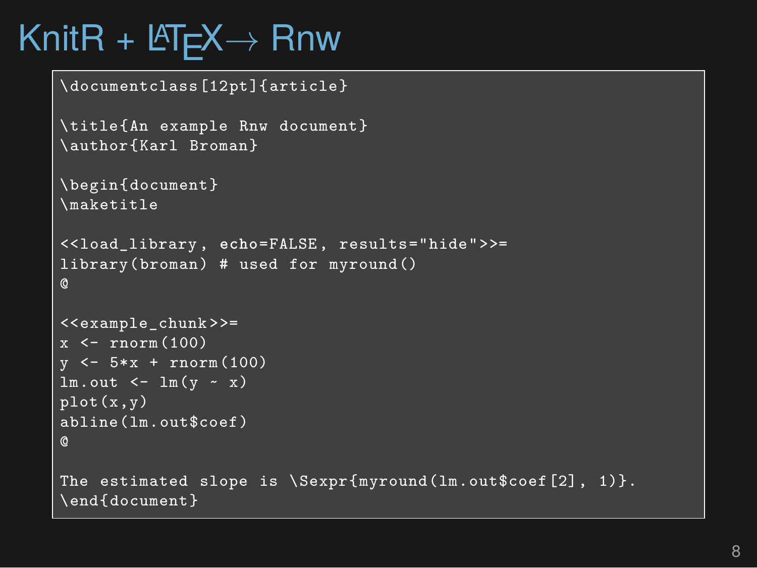# KnitR + LaTeX → Rnw

```
\documentclass[12pt]{article}

\title{An example Rnw document}
\author{Karl Broman}

\begin{document}
\maketitle

<<load_library, echo=FALSE, results="hide">>=
library(broman) # used for myround()
@

<<example_chunk>>=
x <- rnorm(100)
y <- 5*x + rnorm(100)
lm.out <- lm(y ~ x)
plot(x,y)
abline(lm.out$coef)
@

The estimated slope is \Sexpr{myround(lm.out$coef[2], 1)}.
\end{document}
```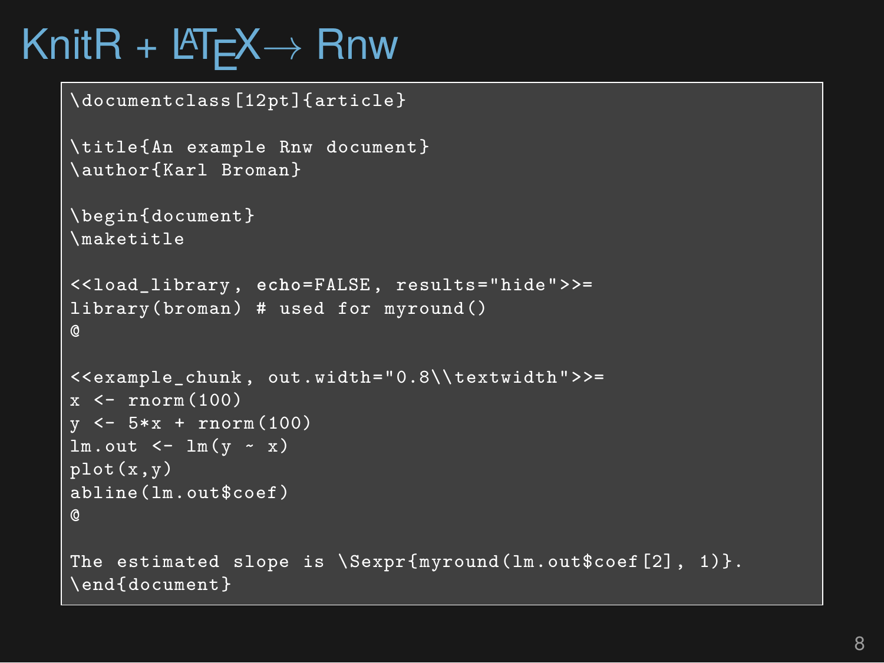# KnitR + LaTeX → Rnw

```
\documentclass[12pt]{article}

\title{An example Rnw document}
\author{Karl Broman}

\begin{document}
\maketitle

<<load_library, echo=FALSE, results="hide">>=
library(broman) # used for myround()
@

<<example_chunk, out.width="0.8\\textwidth">>=
x <- rnorm(100)
y <- 5*x + rnorm(100)
lm.out <- lm(y ~ x)
plot(x,y)
abline(lm.out$coef)
@

The estimated slope is \Sexpr{myround(lm.out$coef[2], 1)}.
\end{document}
```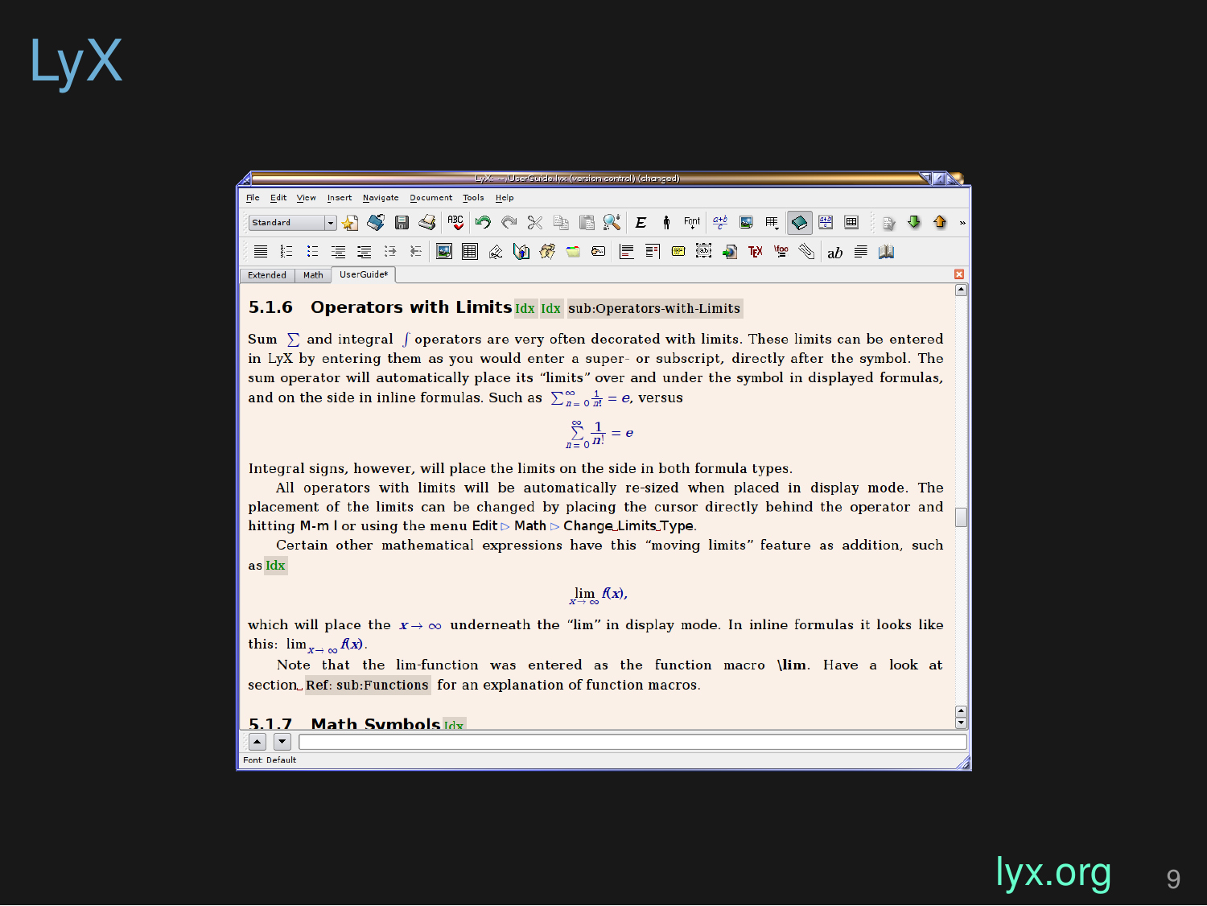# LyX

### 5.1.6 Operators with Limits

Sum $\sum$ and integral $\int$ operators are very often decorated with limits. These limits can be entered in LyX by entering them as you would enter a super- or subscript, directly after the symbol. The sum operator will automatically place its “limits” over and under the symbol in displayed formulas, and on the side in inline formulas. Such as $\sum_{n=0}^{\infty}\frac{1}{n!}=e$, versus

$$\sum_{n=0}^{\infty}\frac{1}{n!}=e$$

Integral signs, however, will place the limits on the side in both formula types.

All operators with limits will be automatically re-sized when placed in display mode. The placement of the limits can be changed by placing the cursor directly behind the operator and hitting M-m l or using the menu Edit ▷ Math ▷ Change_Limits_Type.

Certain other mathematical expressions have this “moving limits” feature as addition, such as

$$\lim_{x\to\infty}f(x),$$

which will place the $x\to\infty$ underneath the “lim” in display mode. In inline formulas it looks like this: $\lim_{x\to\infty}f(x)$.

Note that the lim-function was entered as the function macro **\lim**. Have a look at section Ref: sub:Functions for an explanation of function macros.

### 5.1.7 Math Symbols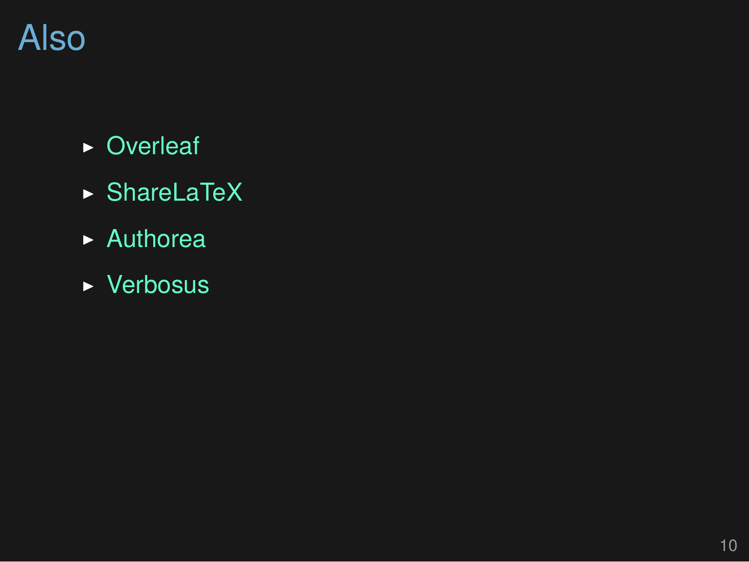# Also

- Overleaf
- ShareLaTeX
- Authorea
- Verbosus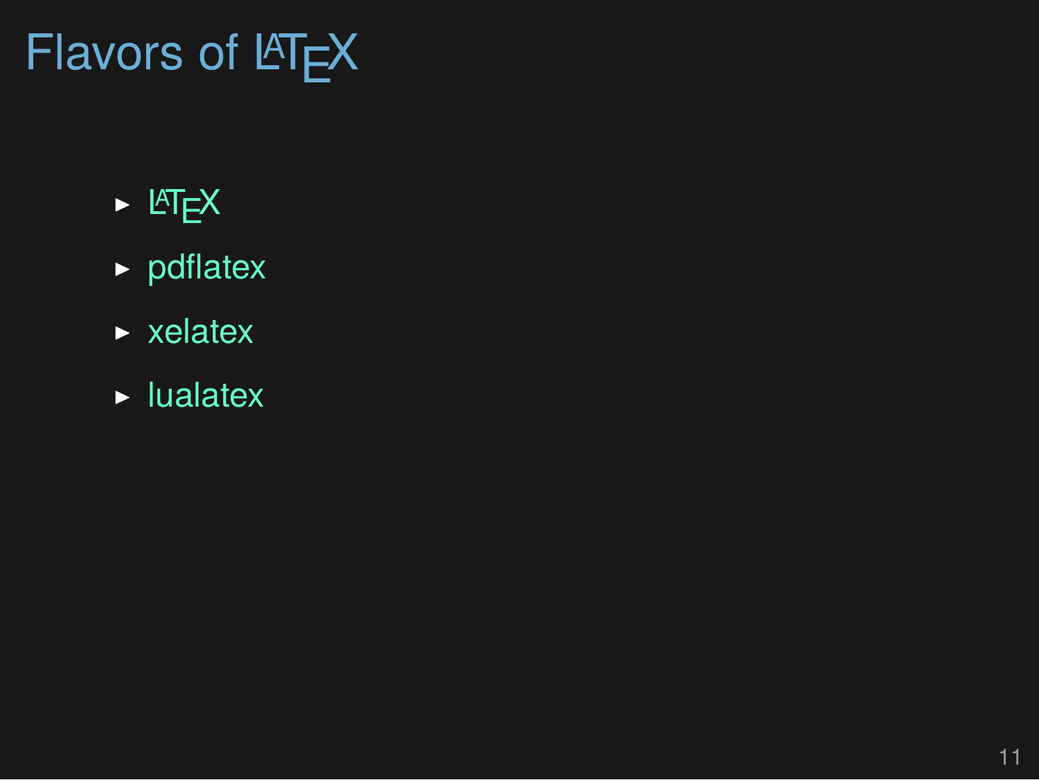# Flavors of LaTeX

- LaTeX
- pdflatex
- xelatex
- lualatex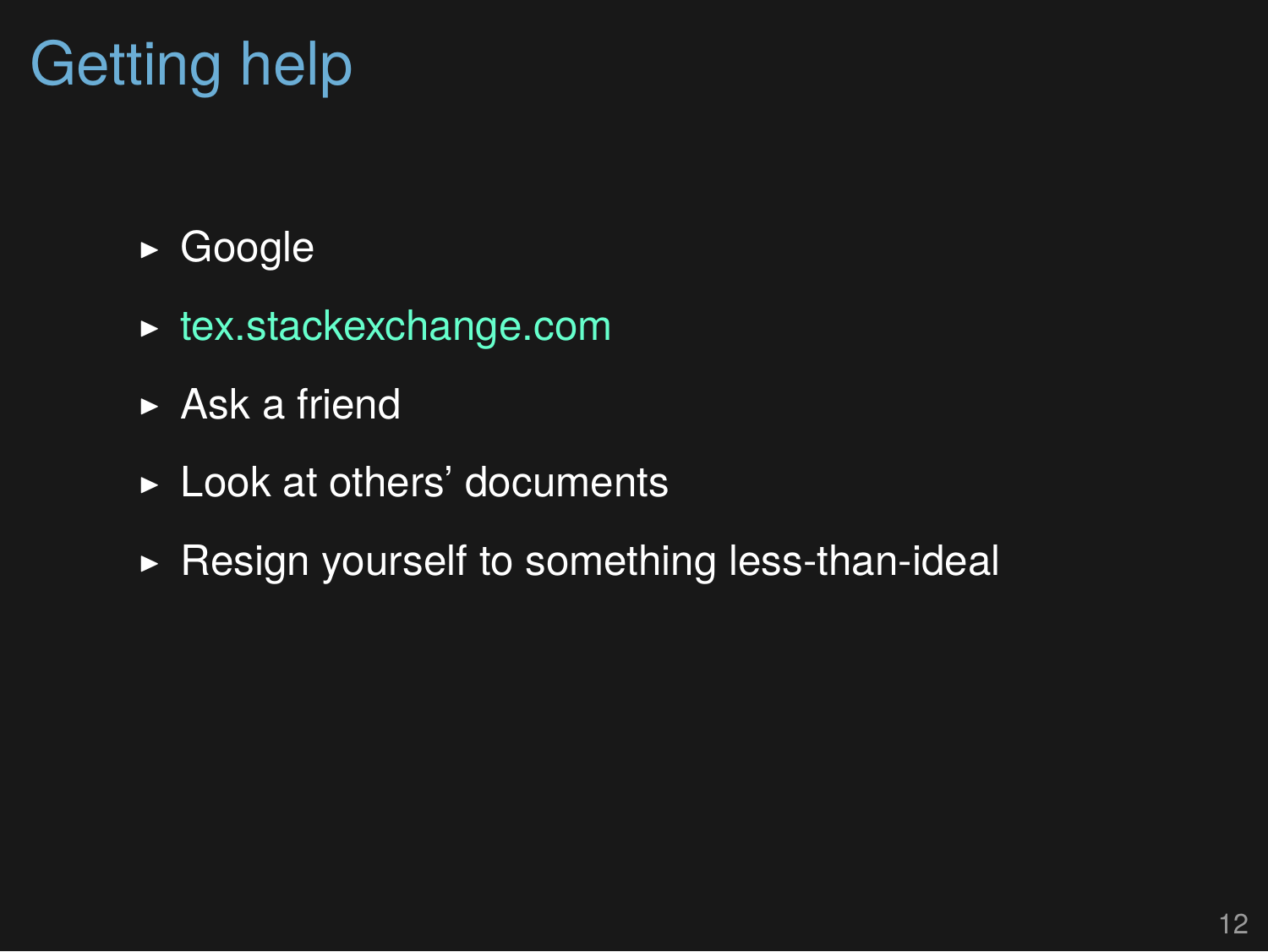# Getting help

- Google
- tex.stackexchange.com
- Ask a friend
- Look at others' documents
- Resign yourself to something less-than-ideal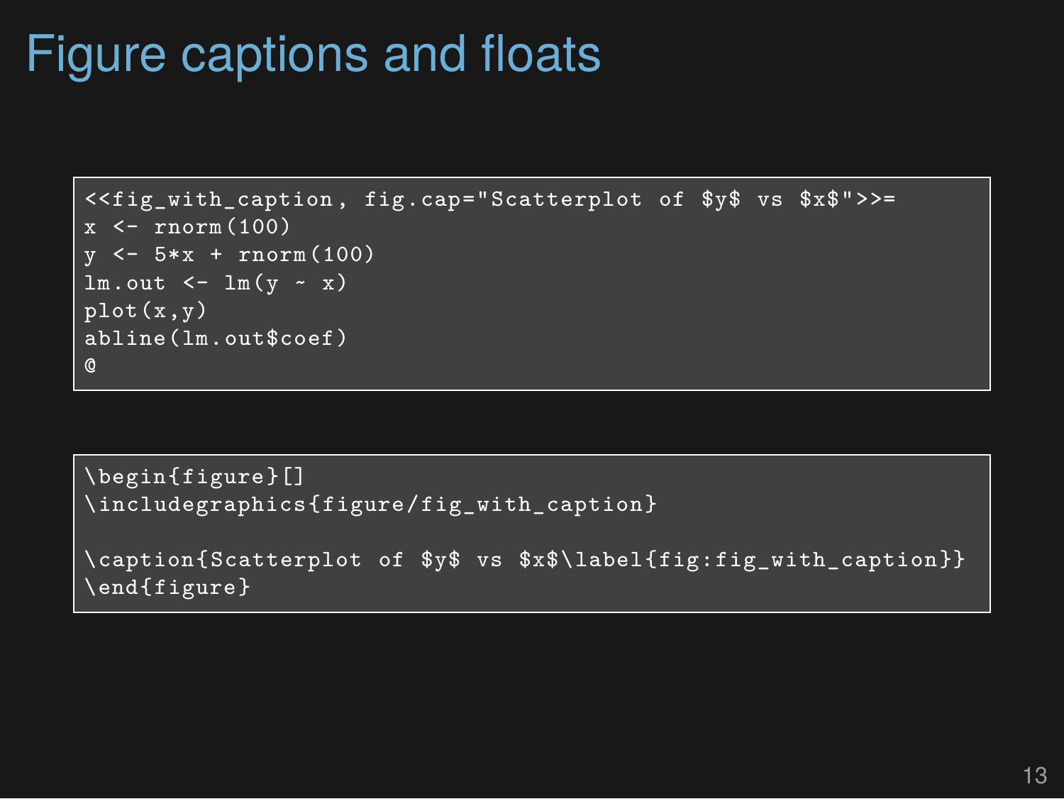# Figure captions and floats

```
<<fig_with_caption, fig.cap="Scatterplot of $y$ vs $x$">>=
x <- rnorm(100)
y <- 5*x + rnorm(100)
lm.out <- lm(y ~ x)
plot(x,y)
abline(lm.out$coef)
@
```

```
\begin{figure}[]
\includegraphics{figure/fig_with_caption}

\caption{Scatterplot of $y$ vs $x$\label{fig:fig_with_caption}}
\end{figure}
```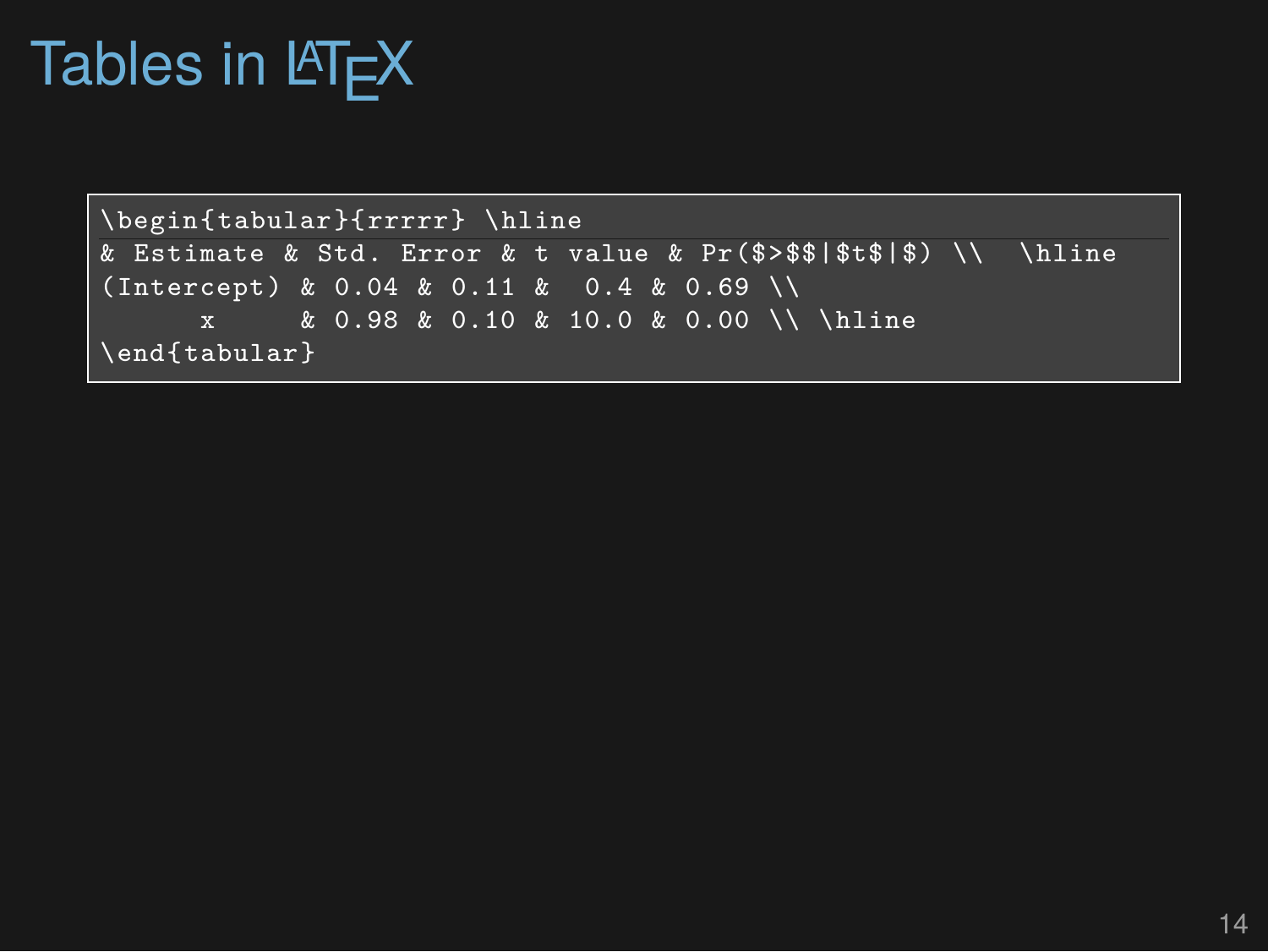# Tables in LaTeX

```
\begin{tabular}{rrrrr} \hline
& Estimate & Std. Error & t value & Pr($>$$|$t$|$) \\  \hline
(Intercept) & 0.04 & 0.11 &  0.4 & 0.69 \\
      x     & 0.98 & 0.10 & 10.0 & 0.00 \\ \hline
\end{tabular}
```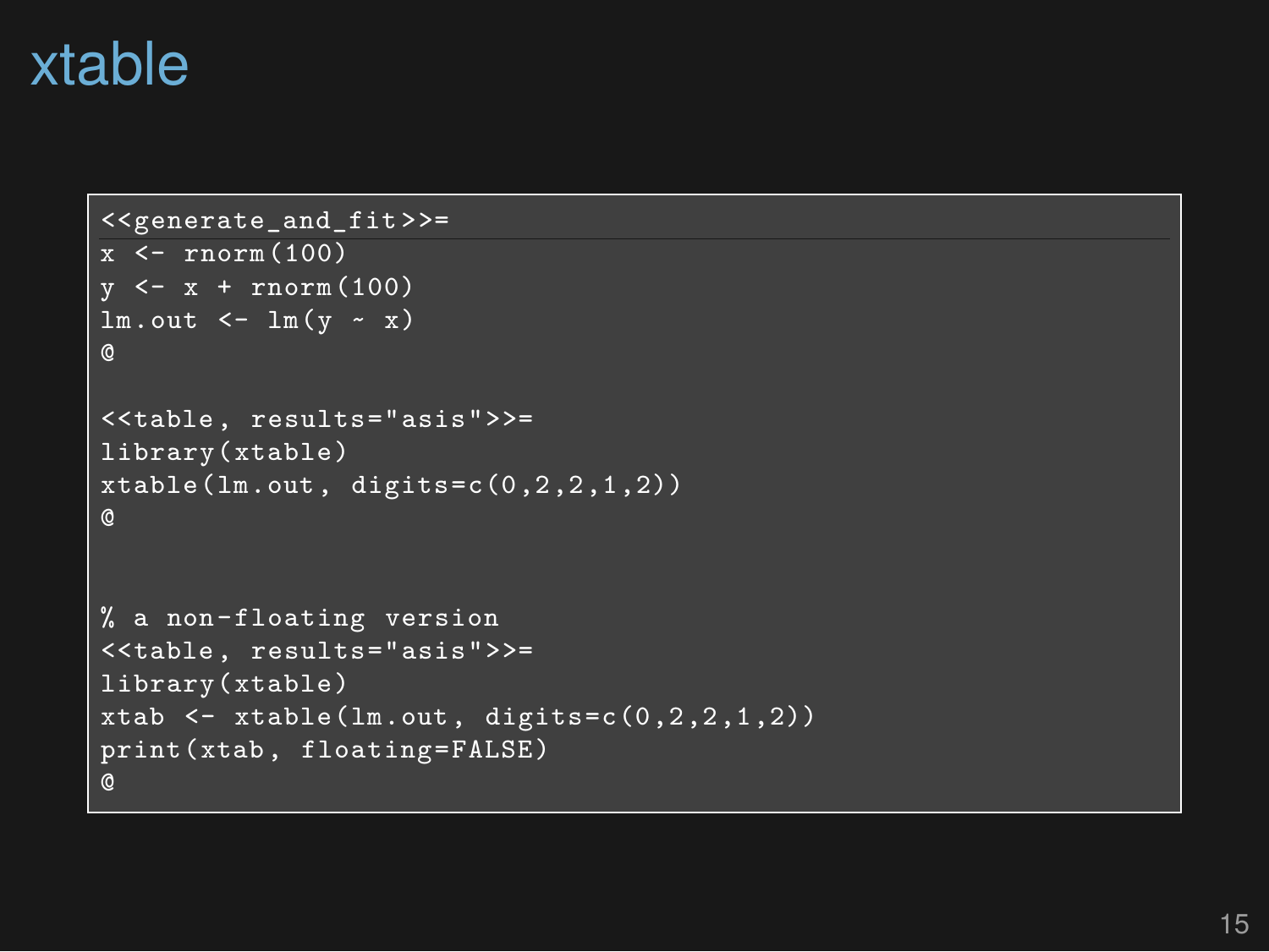# xtable

```
<<generate_and_fit>>=
x <- rnorm(100)
y <- x + rnorm(100)
lm.out <- lm(y ~ x)
@

<<table, results="asis">>=
library(xtable)
xtable(lm.out, digits=c(0,2,2,1,2))
@


% a non-floating version
<<table, results="asis">>=
library(xtable)
xtab <- xtable(lm.out, digits=c(0,2,2,1,2))
print(xtab, floating=FALSE)
@
```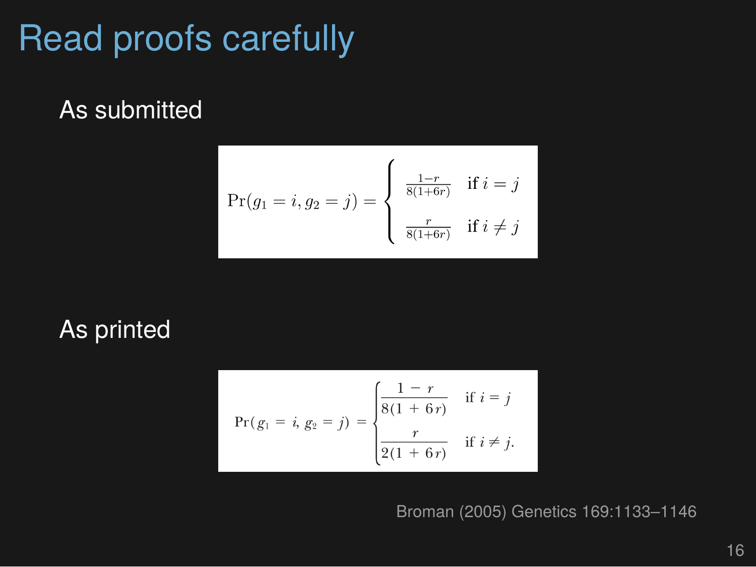# Read proofs carefully

As submitted

$$\Pr(g_1 = i, g_2 = j) = \begin{cases} \frac{1-r}{8(1+6r)} & \text{if } i = j \\ \frac{r}{8(1+6r)} & \text{if } i \neq j \end{cases}$$

As printed

$$\Pr(g_1 = i, g_2 = j) = \begin{cases} \frac{1-r}{8(1+6r)} & \text{if } i = j \\ \frac{r}{2(1+6r)} & \text{if } i \neq j. \end{cases}$$

Broman (2005) Genetics 169:1133–1146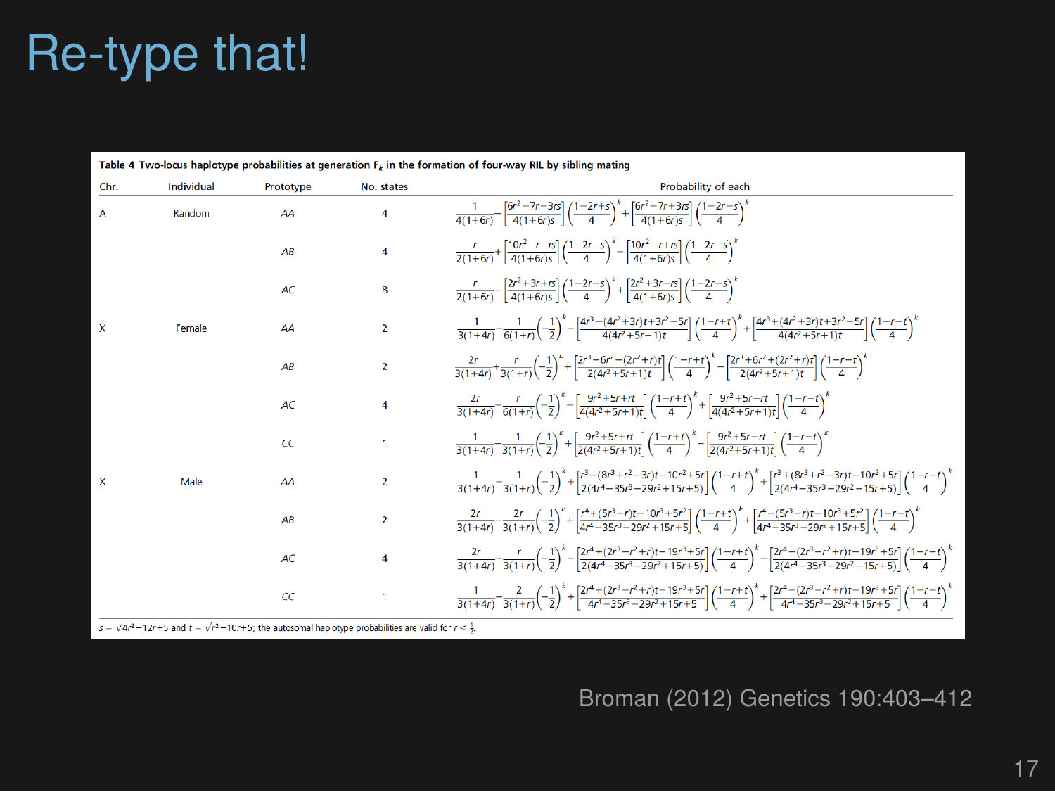# Re-type that!

**Table 4 Two-locus haplotype probabilities at generation $F_k$ in the formation of four-way RIL by sibling mating**

| Chr. | Individual | Prototype | No. states | Probability of each |
|---|---|---|---|---|
| A | Random | AA | 4 | $\frac{1}{4(1+6r)} - \left[\frac{6r^2-7r-3rs}{4(1+6r)s}\right]\left(\frac{1-2r+s}{4}\right)^k + \left[\frac{6r^2-7r+3rs}{4(1+6r)s}\right]\left(\frac{1-2r-s}{4}\right)^k$ |
| | | AB | 4 | $\frac{r}{2(1+6r)} + \left[\frac{10r^2-r-rs}{4(1+6r)s}\right]\left(\frac{1-2r+s}{4}\right)^k - \left[\frac{10r^2-r+rs}{4(1+6r)s}\right]\left(\frac{1-2r-s}{4}\right)^k$ |
| | | AC | 8 | $\frac{r}{2(1+6r)} - \left[\frac{2r^2+3r+rs}{4(1+6r)s}\right]\left(\frac{1-2r+s}{4}\right)^k + \left[\frac{2r^2+3r-rs}{4(1+6r)s}\right]\left(\frac{1-2r-s}{4}\right)^k$ |
| X | Female | AA | 2 | $\frac{1}{3(1+4r)} + \frac{1}{6(1+r)}\left(-\frac{1}{2}\right)^k - \left[\frac{4r^3-(4r^2+3r)t+3r^2-5r}{4(4r^2+5r+1)t}\right]\left(\frac{1-r+t}{4}\right)^k + \left[\frac{4r^3+(4r^2+3r)t+3r^2-5r}{4(4r^2+5r+1)t}\right]\left(\frac{1-r-t}{4}\right)^k$ |
| | | AB | 2 | $\frac{2r}{3(1+4r)} + \frac{r}{3(1+r)}\left(-\frac{1}{2}\right)^k + \left[\frac{2r^3+6r^2-(2r^2+r)t}{2(4r^2+5r+1)t}\right]\left(\frac{1-r+t}{4}\right)^k - \left[\frac{2r^3+6r^2+(2r^2+r)t}{2(4r^2+5r+1)t}\right]\left(\frac{1-r-t}{4}\right)^k$ |
| | | AC | 4 | $\frac{2r}{3(1+4r)} - \frac{r}{6(1+r)}\left(-\frac{1}{2}\right)^k - \left[\frac{9r^2+5r+rt}{4(4r^2+5r+1)t}\right]\left(\frac{1-r+t}{4}\right)^k + \left[\frac{9r^2+5r-rt}{4(4r^2+5r+1)t}\right]\left(\frac{1-r-t}{4}\right)^k$ |
| | | CC | 1 | $\frac{1}{3(1+4r)} - \frac{1}{3(1+r)}\left(-\frac{1}{2}\right)^k + \left[\frac{9r^2+5r+rt}{2(4r^2+5r+1)t}\right]\left(\frac{1-r+t}{4}\right)^k - \left[\frac{9r^2+5r-rt}{2(4r^2+5r+1)t}\right]\left(\frac{1-r-t}{4}\right)^k$ |
| X | Male | AA | 2 | $\frac{1}{3(1+4r)} - \frac{1}{3(1+r)}\left(-\frac{1}{2}\right)^k + \left[\frac{r^3-(8r^3+r^2-3r)t-10r^2+5r}{2(4r^4-35r^3-29r^2+15r+5)}\right]\left(\frac{1-r+t}{4}\right)^k + \left[\frac{r^3+(8r^3+r^2-3r)t-10r^2+5r}{2(4r^4-35r^3-29r^2+15r+5)}\right]\left(\frac{1-r-t}{4}\right)^k$ |
| | | AB | 2 | $\frac{2r}{3(1+4r)} - \frac{2r}{3(1+r)}\left(-\frac{1}{2}\right)^k + \left[\frac{r^4+(5r^3-r)t-10r^3+5r^2}{4r^4-35r^3-29r^2+15r+5}\right]\left(\frac{1-r+t}{4}\right)^k + \left[\frac{r^4-(5r^3-r)t-10r^3+5r^2}{4r^4-35r^3-29r^2+15r+5}\right]\left(\frac{1-r-t}{4}\right)^k$ |
| | | AC | 4 | $\frac{2r}{3(1+4r)} + \frac{r}{3(1+r)}\left(-\frac{1}{2}\right)^k - \left[\frac{2r^4+(2r^3-r^2+r)t-19r^3+5r}{2(4r^4-35r^3-29r^2+15r+5)}\right]\left(\frac{1-r+t}{4}\right)^k - \left[\frac{2r^4-(2r^3-r^2+r)t-19r^3+5r}{2(4r^4-35r^3-29r^2+15r+5)}\right]\left(\frac{1-r-t}{4}\right)^k$ |
| | | CC | 1 | $\frac{1}{3(1+4r)} + \frac{2}{3(1+r)}\left(-\frac{1}{2}\right)^k + \left[\frac{2r^4+(2r^3-r^2+r)t-19r^3+5r}{4r^4-35r^3-29r^2+15r+5}\right]\left(\frac{1-r+t}{4}\right)^k + \left[\frac{2r^4-(2r^3-r^2+r)t-19r^3+5r}{4r^4-35r^3-29r^2+15r+5}\right]\left(\frac{1-r-t}{4}\right)^k$ |

$s = \sqrt{4r^2-12r+5}$ and $t = \sqrt{r^2-10r+5}$; the autosomal haplotype probabilities are valid for $r < \frac{1}{2}$.

Broman (2012) Genetics 190:403–412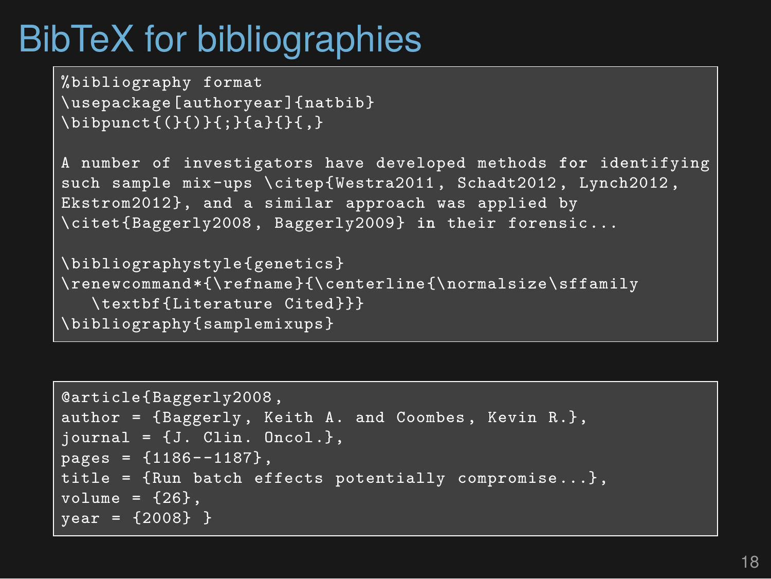# BibTeX for bibliographies

```
%bibliography format
\usepackage[authoryear]{natbib}
\bibpunct{(}{)}{;}{a}{}{,}

A number of investigators have developed methods for identifying
such sample mix-ups \citep{Westra2011, Schadt2012, Lynch2012,
Ekstrom2012}, and a similar approach was applied by
\citet{Baggerly2008, Baggerly2009} in their forensic...

\bibliographystyle{genetics}
\renewcommand*{\refname}{\centerline{\normalsize\sffamily
   \textbf{Literature Cited}}}
\bibliography{samplemixups}
```

```
@article{Baggerly2008,
author = {Baggerly, Keith A. and Coombes, Kevin R.},
journal = {J. Clin. Oncol.},
pages = {1186--1187},
title = {Run batch effects potentially compromise...},
volume = {26},
year = {2008} }
```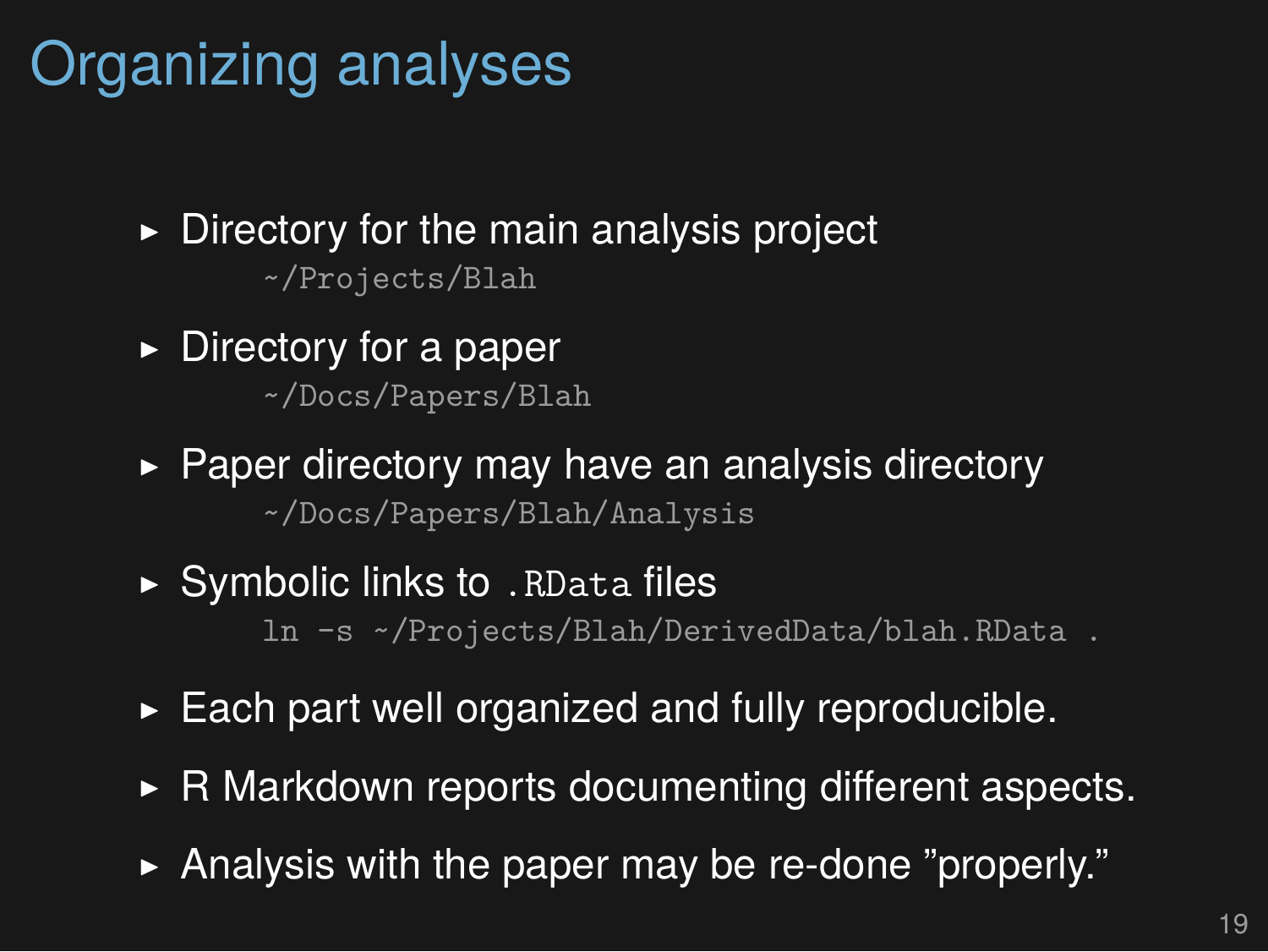# Organizing analyses

- Directory for the main analysis project

  `~/Projects/Blah`

- Directory for a paper

  `~/Docs/Papers/Blah`

- Paper directory may have an analysis directory

  `~/Docs/Papers/Blah/Analysis`

- Symbolic links to `.RData` files

  `ln -s ~/Projects/Blah/DerivedData/blah.RData .`

- Each part well organized and fully reproducible.
- R Markdown reports documenting different aspects.
- Analysis with the paper may be re-done ”properly.”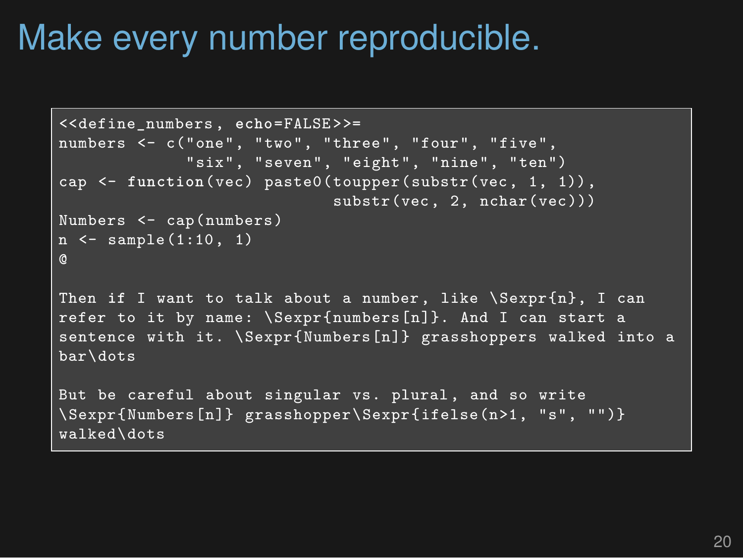# Make every number reproducible.

```
<<define_numbers, echo=FALSE>>=
numbers <- c("one", "two", "three", "four", "five",
             "six", "seven", "eight", "nine", "ten")
cap <- function(vec) paste0(toupper(substr(vec, 1, 1)),
                            substr(vec, 2, nchar(vec)))
Numbers <- cap(numbers)
n <- sample(1:10, 1)
@

Then if I want to talk about a number, like \Sexpr{n}, I can
refer to it by name: \Sexpr{numbers[n]}. And I can start a
sentence with it. \Sexpr{Numbers[n]} grasshoppers walked into a
bar\dots

But be careful about singular vs. plural, and so write
\Sexpr{Numbers[n]} grasshopper\Sexpr{ifelse(n>1, "s", "")}
walked\dots
```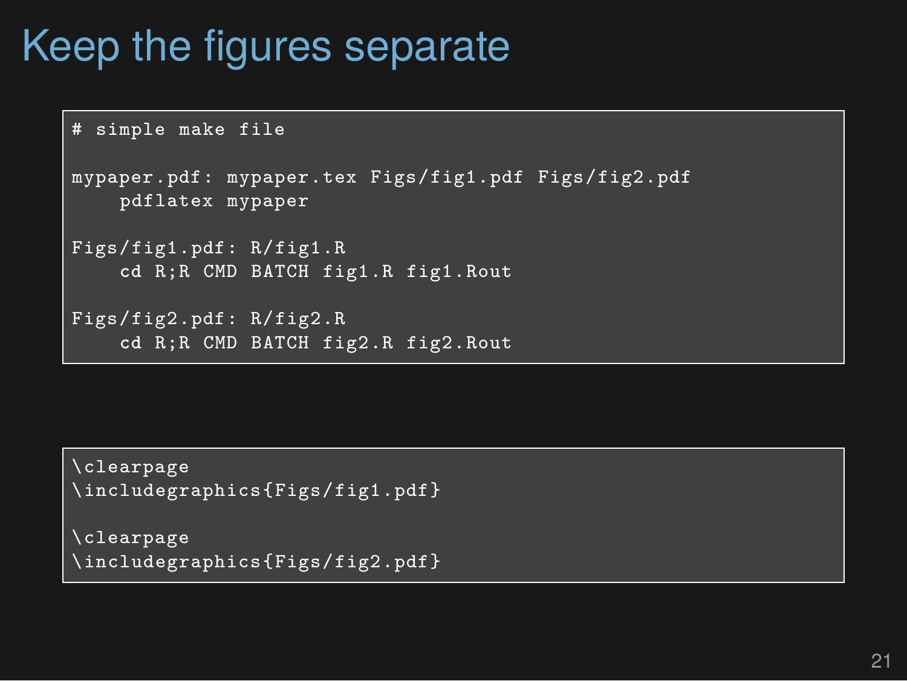# Keep the figures separate

```
# simple make file

mypaper.pdf: mypaper.tex Figs/fig1.pdf Figs/fig2.pdf
	pdflatex mypaper

Figs/fig1.pdf: R/fig1.R
	cd R;R CMD BATCH fig1.R fig1.Rout

Figs/fig2.pdf: R/fig2.R
	cd R;R CMD BATCH fig2.R fig2.Rout
```

```
\clearpage
\includegraphics{Figs/fig1.pdf}

\clearpage
\includegraphics{Figs/fig2.pdf}
```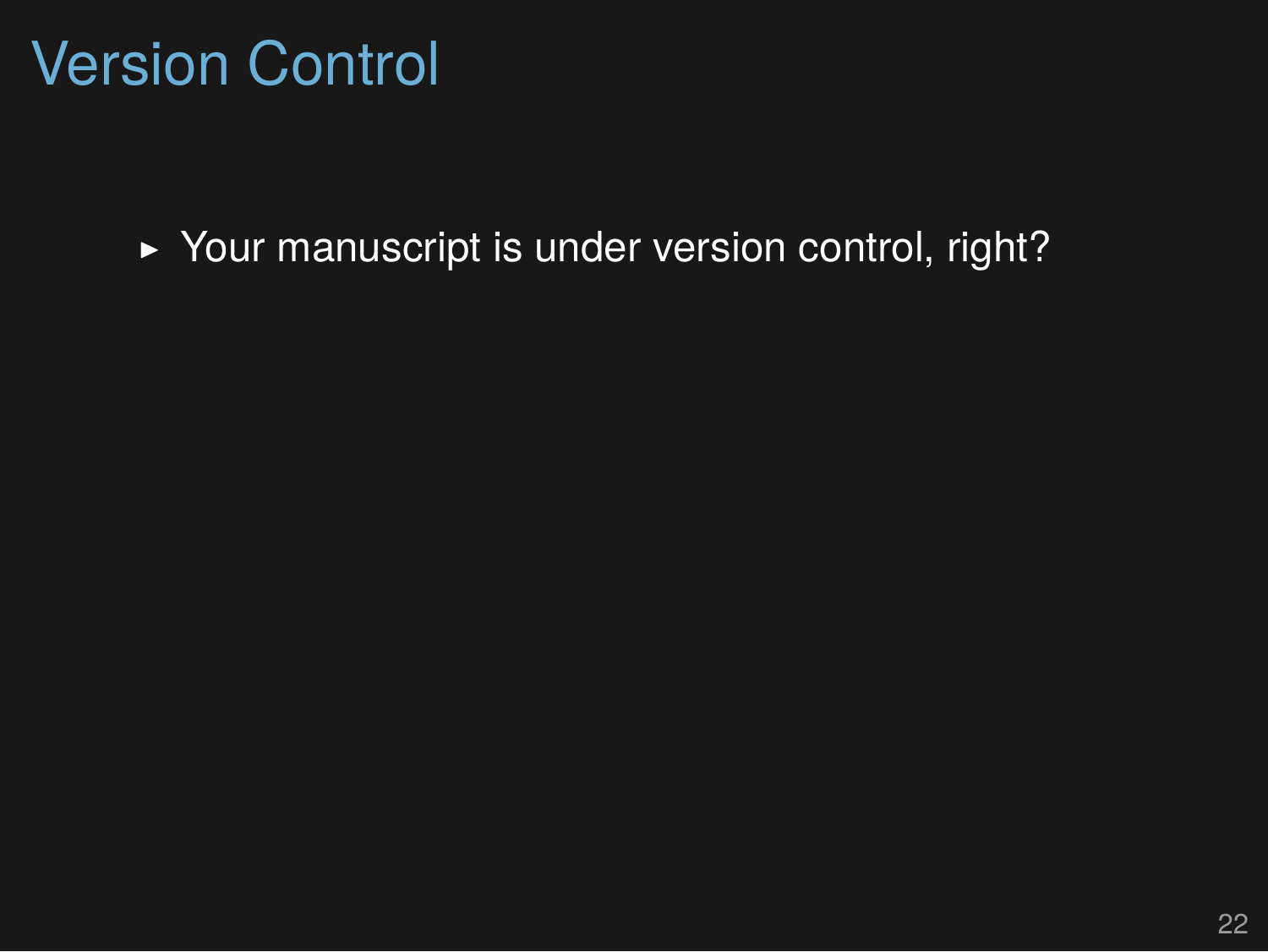# Version Control

- Your manuscript is under version control, right?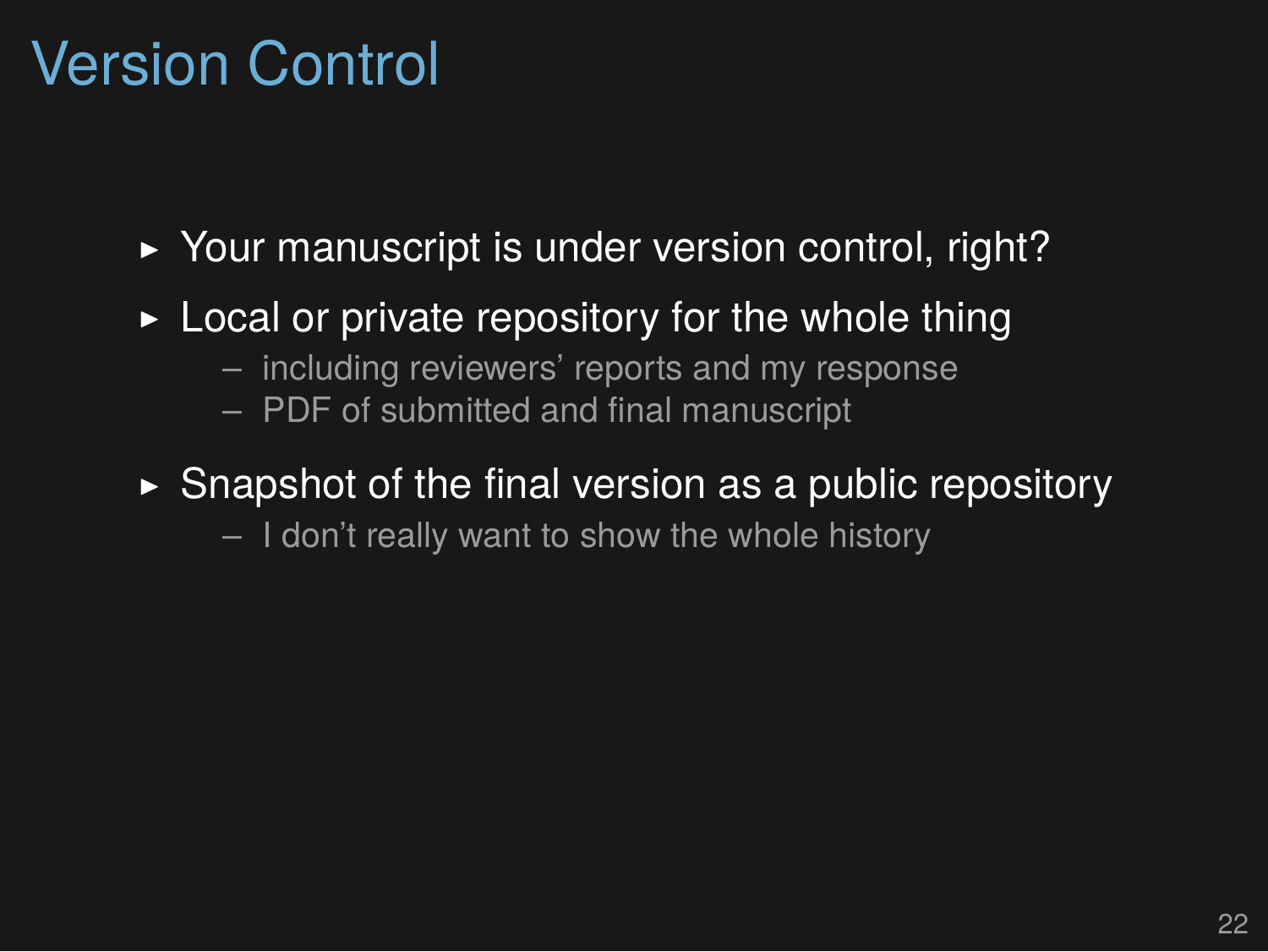# Version Control

- Your manuscript is under version control, right?
- Local or private repository for the whole thing
  - including reviewers' reports and my response
  - PDF of submitted and final manuscript
- Snapshot of the final version as a public repository
  - I don't really want to show the whole history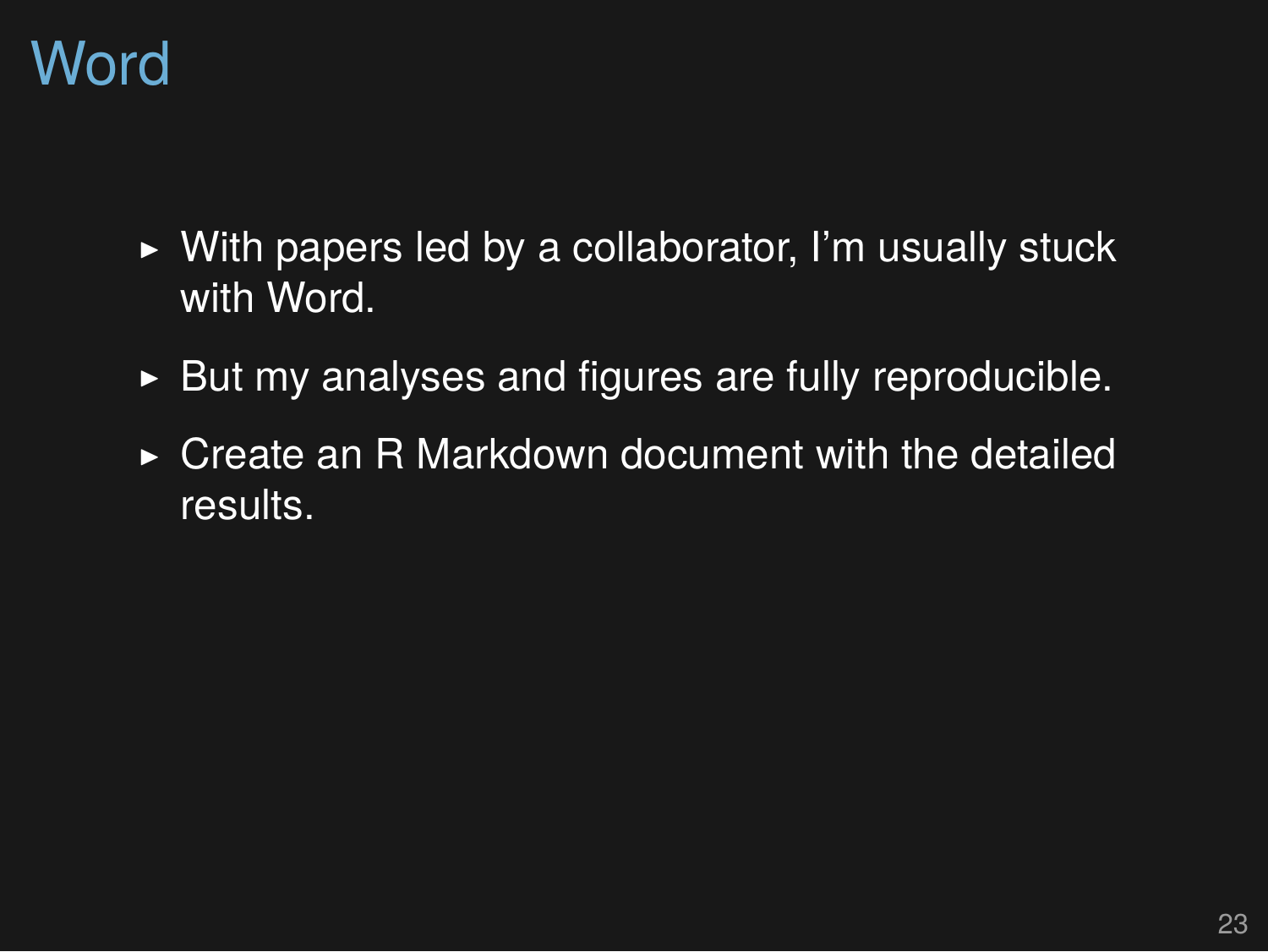# Word

- With papers led by a collaborator, I'm usually stuck with Word.
- But my analyses and figures are fully reproducible.
- Create an R Markdown document with the detailed results.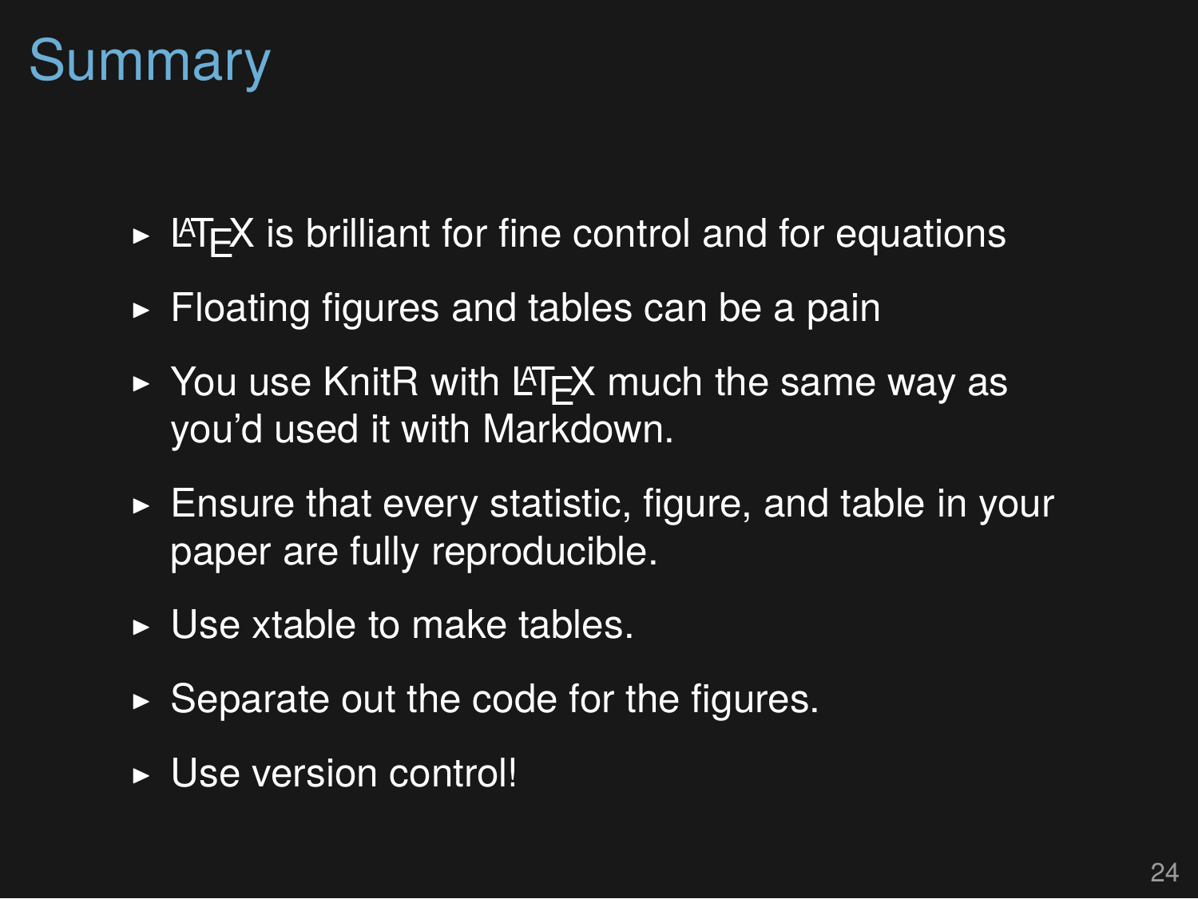# Summary

- LaTeX is brilliant for fine control and for equations
- Floating figures and tables can be a pain
- You use KnitR with LaTeX much the same way as you'd used it with Markdown.
- Ensure that every statistic, figure, and table in your paper are fully reproducible.
- Use xtable to make tables.
- Separate out the code for the figures.
- Use version control!